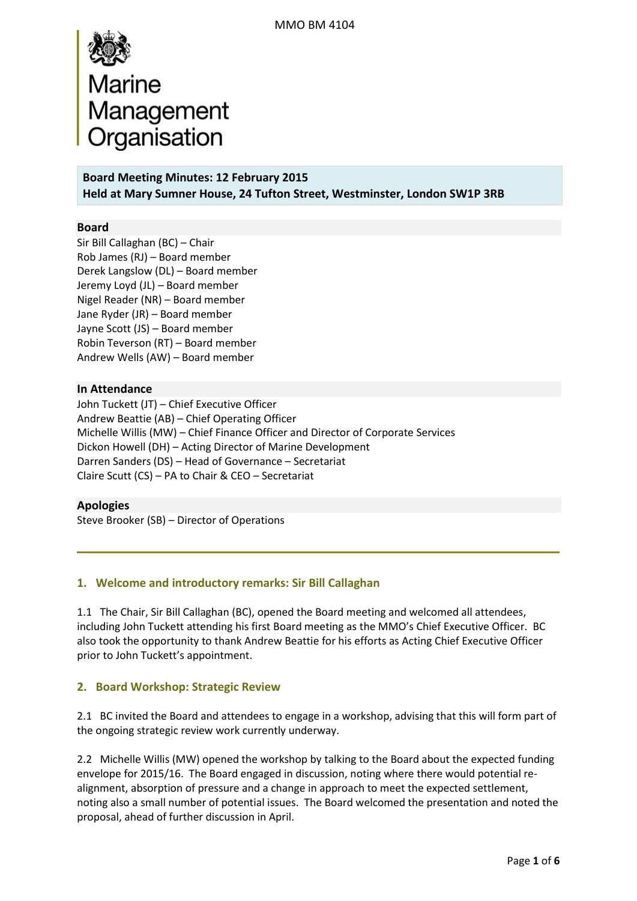MMO BM 4104

Marine Management Organisation

**Board Meeting Minutes: 12 February 2015**
**Held at Mary Sumner House, 24 Tufton Street, Westminster, London SW1P 3RB**

**Board**

Sir Bill Callaghan (BC) – Chair
Rob James (RJ) – Board member
Derek Langslow (DL) – Board member
Jeremy Loyd (JL) – Board member
Nigel Reader (NR) – Board member
Jane Ryder (JR) – Board member
Jayne Scott (JS) – Board member
Robin Teverson (RT) – Board member
Andrew Wells (AW) – Board member

**In Attendance**

John Tuckett (JT) – Chief Executive Officer
Andrew Beattie (AB) – Chief Operating Officer
Michelle Willis (MW) – Chief Finance Officer and Director of Corporate Services
Dickon Howell (DH) – Acting Director of Marine Development
Darren Sanders (DS) – Head of Governance – Secretariat
Claire Scutt (CS) – PA to Chair & CEO – Secretariat

**Apologies**

Steve Brooker (SB) – Director of Operations

## 1. Welcome and introductory remarks: Sir Bill Callaghan

1.1 The Chair, Sir Bill Callaghan (BC), opened the Board meeting and welcomed all attendees, including John Tuckett attending his first Board meeting as the MMO's Chief Executive Officer. BC also took the opportunity to thank Andrew Beattie for his efforts as Acting Chief Executive Officer prior to John Tuckett's appointment.

## 2. Board Workshop: Strategic Review

2.1 BC invited the Board and attendees to engage in a workshop, advising that this will form part of the ongoing strategic review work currently underway.

2.2 Michelle Willis (MW) opened the workshop by talking to the Board about the expected funding envelope for 2015/16. The Board engaged in discussion, noting where there would potential re-alignment, absorption of pressure and a change in approach to meet the expected settlement, noting also a small number of potential issues. The Board welcomed the presentation and noted the proposal, ahead of further discussion in April.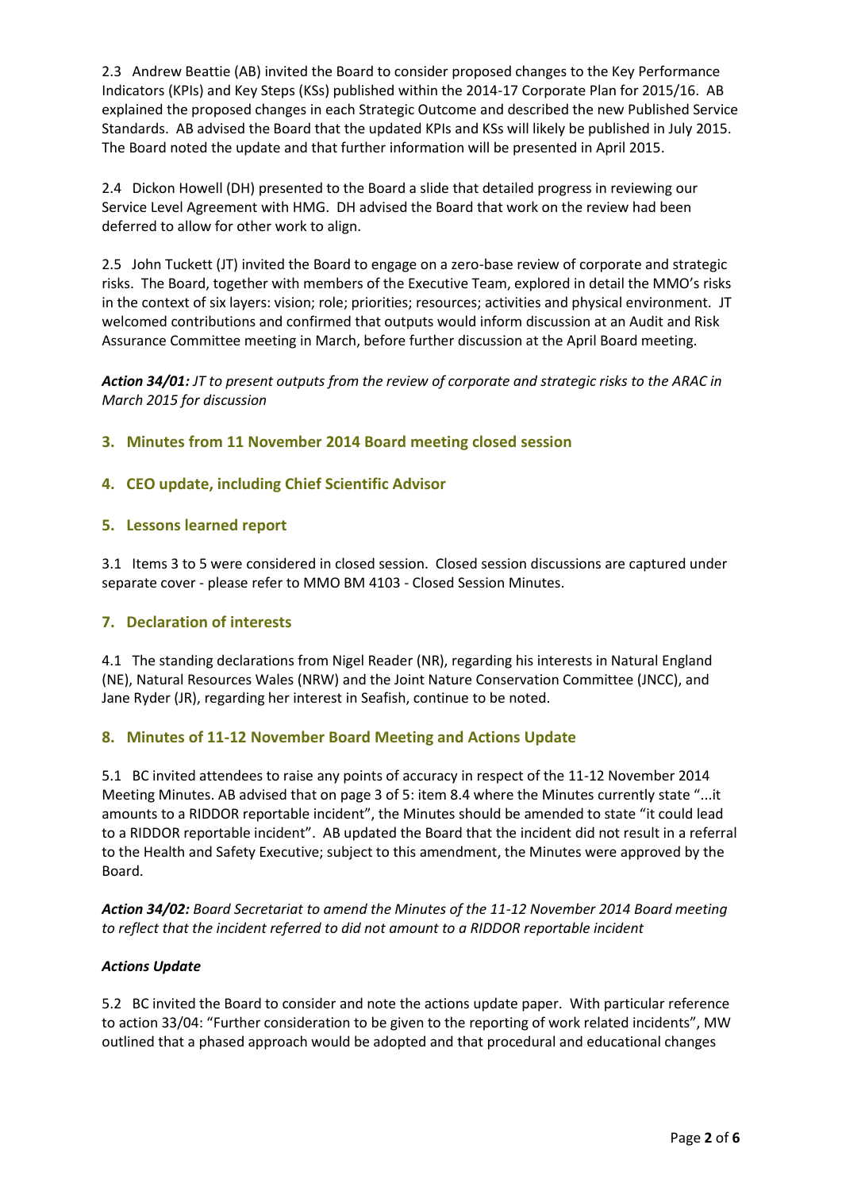2.3 Andrew Beattie (AB) invited the Board to consider proposed changes to the Key Performance Indicators (KPIs) and Key Steps (KSs) published within the 2014-17 Corporate Plan for 2015/16. AB explained the proposed changes in each Strategic Outcome and described the new Published Service Standards. AB advised the Board that the updated KPIs and KSs will likely be published in July 2015. The Board noted the update and that further information will be presented in April 2015.

2.4 Dickon Howell (DH) presented to the Board a slide that detailed progress in reviewing our Service Level Agreement with HMG. DH advised the Board that work on the review had been deferred to allow for other work to align.

2.5 John Tuckett (JT) invited the Board to engage on a zero-base review of corporate and strategic risks. The Board, together with members of the Executive Team, explored in detail the MMO's risks in the context of six layers: vision; role; priorities; resources; activities and physical environment. JT welcomed contributions and confirmed that outputs would inform discussion at an Audit and Risk Assurance Committee meeting in March, before further discussion at the April Board meeting.

***Action 34/01:*** *JT to present outputs from the review of corporate and strategic risks to the ARAC in March 2015 for discussion*

## 3. Minutes from 11 November 2014 Board meeting closed session

## 4. CEO update, including Chief Scientific Advisor

## 5. Lessons learned report

3.1 Items 3 to 5 were considered in closed session. Closed session discussions are captured under separate cover - please refer to MMO BM 4103 - Closed Session Minutes.

## 7. Declaration of interests

4.1 The standing declarations from Nigel Reader (NR), regarding his interests in Natural England (NE), Natural Resources Wales (NRW) and the Joint Nature Conservation Committee (JNCC), and Jane Ryder (JR), regarding her interest in Seafish, continue to be noted.

## 8. Minutes of 11-12 November Board Meeting and Actions Update

5.1 BC invited attendees to raise any points of accuracy in respect of the 11-12 November 2014 Meeting Minutes. AB advised that on page 3 of 5: item 8.4 where the Minutes currently state "...it amounts to a RIDDOR reportable incident", the Minutes should be amended to state "it could lead to a RIDDOR reportable incident". AB updated the Board that the incident did not result in a referral to the Health and Safety Executive; subject to this amendment, the Minutes were approved by the Board.

***Action 34/02:*** *Board Secretariat to amend the Minutes of the 11-12 November 2014 Board meeting to reflect that the incident referred to did not amount to a RIDDOR reportable incident*

***Actions Update***

5.2 BC invited the Board to consider and note the actions update paper. With particular reference to action 33/04: "Further consideration to be given to the reporting of work related incidents", MW outlined that a phased approach would be adopted and that procedural and educational changes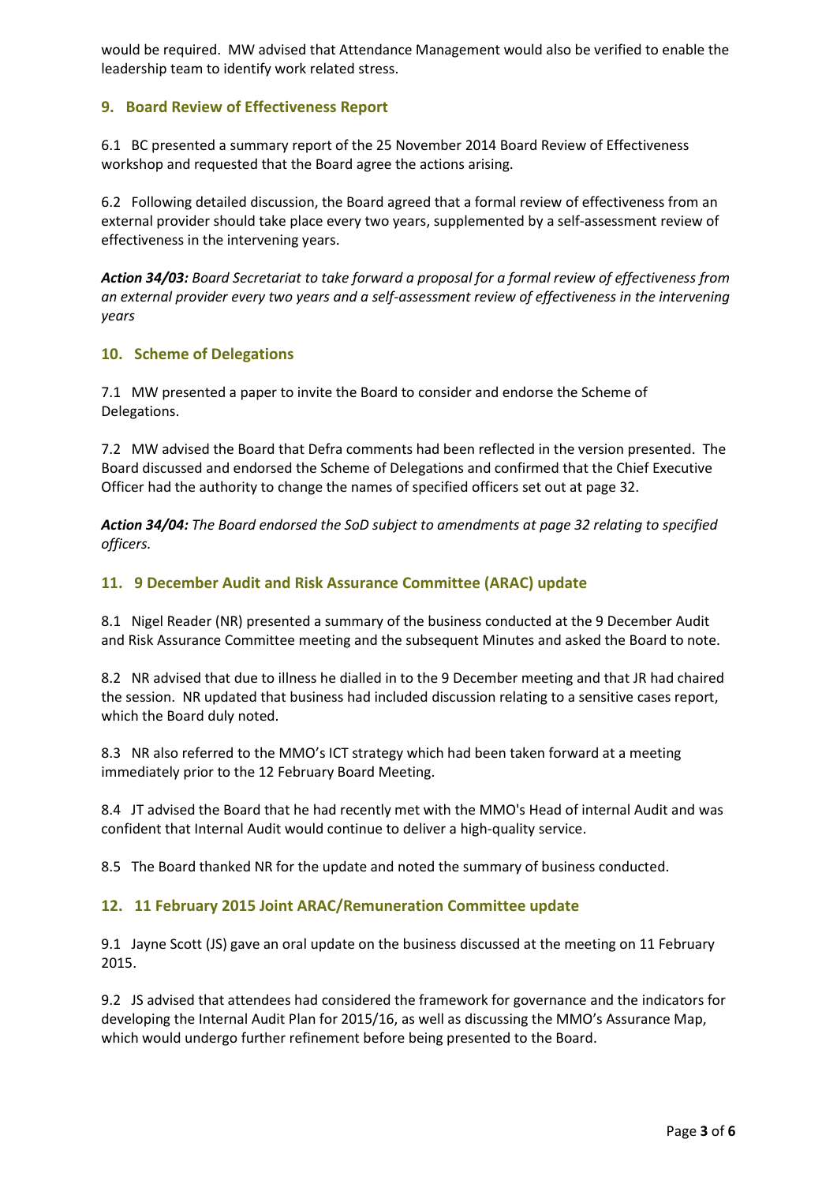would be required. MW advised that Attendance Management would also be verified to enable the leadership team to identify work related stress.

## 9. Board Review of Effectiveness Report

6.1 BC presented a summary report of the 25 November 2014 Board Review of Effectiveness workshop and requested that the Board agree the actions arising.

6.2 Following detailed discussion, the Board agreed that a formal review of effectiveness from an external provider should take place every two years, supplemented by a self-assessment review of effectiveness in the intervening years.

***Action 34/03:*** *Board Secretariat to take forward a proposal for a formal review of effectiveness from an external provider every two years and a self-assessment review of effectiveness in the intervening years*

## 10. Scheme of Delegations

7.1 MW presented a paper to invite the Board to consider and endorse the Scheme of Delegations.

7.2 MW advised the Board that Defra comments had been reflected in the version presented. The Board discussed and endorsed the Scheme of Delegations and confirmed that the Chief Executive Officer had the authority to change the names of specified officers set out at page 32.

***Action 34/04:*** *The Board endorsed the SoD subject to amendments at page 32 relating to specified officers.*

## 11. 9 December Audit and Risk Assurance Committee (ARAC) update

8.1 Nigel Reader (NR) presented a summary of the business conducted at the 9 December Audit and Risk Assurance Committee meeting and the subsequent Minutes and asked the Board to note.

8.2 NR advised that due to illness he dialled in to the 9 December meeting and that JR had chaired the session. NR updated that business had included discussion relating to a sensitive cases report, which the Board duly noted.

8.3 NR also referred to the MMO's ICT strategy which had been taken forward at a meeting immediately prior to the 12 February Board Meeting.

8.4 JT advised the Board that he had recently met with the MMO's Head of internal Audit and was confident that Internal Audit would continue to deliver a high-quality service.

8.5 The Board thanked NR for the update and noted the summary of business conducted.

## 12. 11 February 2015 Joint ARAC/Remuneration Committee update

9.1 Jayne Scott (JS) gave an oral update on the business discussed at the meeting on 11 February 2015.

9.2 JS advised that attendees had considered the framework for governance and the indicators for developing the Internal Audit Plan for 2015/16, as well as discussing the MMO's Assurance Map, which would undergo further refinement before being presented to the Board.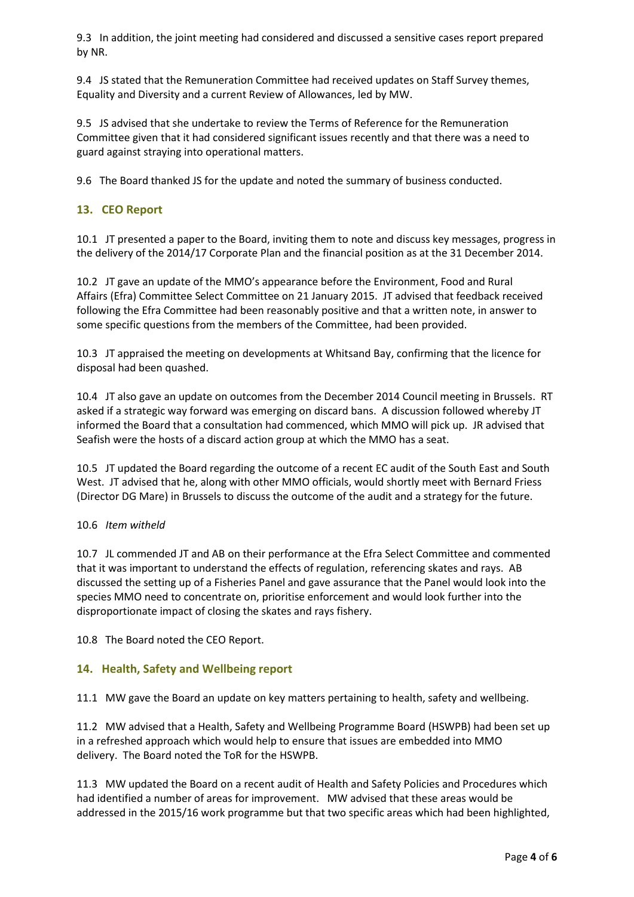9.3 In addition, the joint meeting had considered and discussed a sensitive cases report prepared by NR.

9.4 JS stated that the Remuneration Committee had received updates on Staff Survey themes, Equality and Diversity and a current Review of Allowances, led by MW.

9.5 JS advised that she undertake to review the Terms of Reference for the Remuneration Committee given that it had considered significant issues recently and that there was a need to guard against straying into operational matters.

9.6 The Board thanked JS for the update and noted the summary of business conducted.

## 13. CEO Report

10.1 JT presented a paper to the Board, inviting them to note and discuss key messages, progress in the delivery of the 2014/17 Corporate Plan and the financial position as at the 31 December 2014.

10.2 JT gave an update of the MMO's appearance before the Environment, Food and Rural Affairs (Efra) Committee Select Committee on 21 January 2015. JT advised that feedback received following the Efra Committee had been reasonably positive and that a written note, in answer to some specific questions from the members of the Committee, had been provided.

10.3 JT appraised the meeting on developments at Whitsand Bay, confirming that the licence for disposal had been quashed.

10.4 JT also gave an update on outcomes from the December 2014 Council meeting in Brussels. RT asked if a strategic way forward was emerging on discard bans. A discussion followed whereby JT informed the Board that a consultation had commenced, which MMO will pick up. JR advised that Seafish were the hosts of a discard action group at which the MMO has a seat.

10.5 JT updated the Board regarding the outcome of a recent EC audit of the South East and South West. JT advised that he, along with other MMO officials, would shortly meet with Bernard Friess (Director DG Mare) in Brussels to discuss the outcome of the audit and a strategy for the future.

10.6 *Item witheld*

10.7 JL commended JT and AB on their performance at the Efra Select Committee and commented that it was important to understand the effects of regulation, referencing skates and rays. AB discussed the setting up of a Fisheries Panel and gave assurance that the Panel would look into the species MMO need to concentrate on, prioritise enforcement and would look further into the disproportionate impact of closing the skates and rays fishery.

10.8 The Board noted the CEO Report.

## 14. Health, Safety and Wellbeing report

11.1 MW gave the Board an update on key matters pertaining to health, safety and wellbeing.

11.2 MW advised that a Health, Safety and Wellbeing Programme Board (HSWPB) had been set up in a refreshed approach which would help to ensure that issues are embedded into MMO delivery. The Board noted the ToR for the HSWPB.

11.3 MW updated the Board on a recent audit of Health and Safety Policies and Procedures which had identified a number of areas for improvement. MW advised that these areas would be addressed in the 2015/16 work programme but that two specific areas which had been highlighted,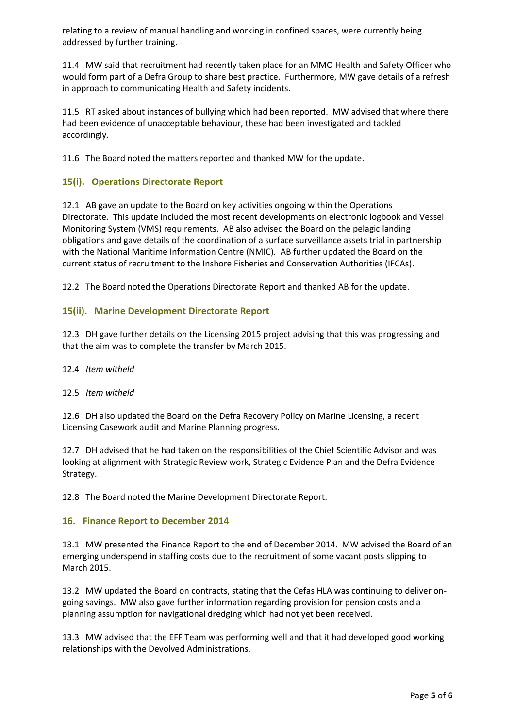relating to a review of manual handling and working in confined spaces, were currently being addressed by further training.

11.4 MW said that recruitment had recently taken place for an MMO Health and Safety Officer who would form part of a Defra Group to share best practice. Furthermore, MW gave details of a refresh in approach to communicating Health and Safety incidents.

11.5 RT asked about instances of bullying which had been reported. MW advised that where there had been evidence of unacceptable behaviour, these had been investigated and tackled accordingly.

11.6 The Board noted the matters reported and thanked MW for the update.

## 15(i). Operations Directorate Report

12.1 AB gave an update to the Board on key activities ongoing within the Operations Directorate. This update included the most recent developments on electronic logbook and Vessel Monitoring System (VMS) requirements. AB also advised the Board on the pelagic landing obligations and gave details of the coordination of a surface surveillance assets trial in partnership with the National Maritime Information Centre (NMIC). AB further updated the Board on the current status of recruitment to the Inshore Fisheries and Conservation Authorities (IFCAs).

12.2 The Board noted the Operations Directorate Report and thanked AB for the update.

## 15(ii). Marine Development Directorate Report

12.3 DH gave further details on the Licensing 2015 project advising that this was progressing and that the aim was to complete the transfer by March 2015.

12.4 *Item witheld*

12.5 *Item witheld*

12.6 DH also updated the Board on the Defra Recovery Policy on Marine Licensing, a recent Licensing Casework audit and Marine Planning progress.

12.7 DH advised that he had taken on the responsibilities of the Chief Scientific Advisor and was looking at alignment with Strategic Review work, Strategic Evidence Plan and the Defra Evidence Strategy.

12.8 The Board noted the Marine Development Directorate Report.

## 16. Finance Report to December 2014

13.1 MW presented the Finance Report to the end of December 2014. MW advised the Board of an emerging underspend in staffing costs due to the recruitment of some vacant posts slipping to March 2015.

13.2 MW updated the Board on contracts, stating that the Cefas HLA was continuing to deliver on-going savings. MW also gave further information regarding provision for pension costs and a planning assumption for navigational dredging which had not yet been received.

13.3 MW advised that the EFF Team was performing well and that it had developed good working relationships with the Devolved Administrations.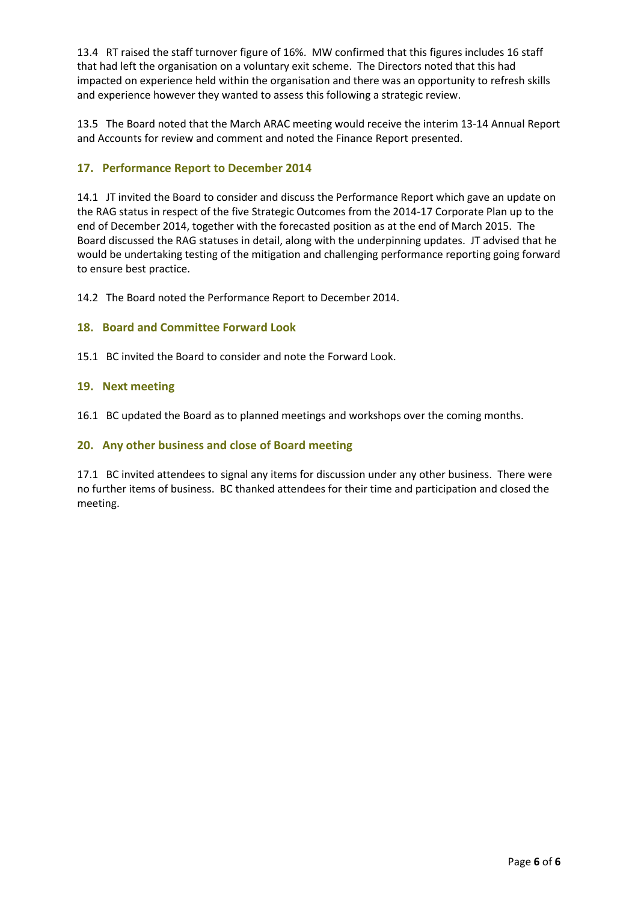13.4 RT raised the staff turnover figure of 16%. MW confirmed that this figures includes 16 staff that had left the organisation on a voluntary exit scheme. The Directors noted that this had impacted on experience held within the organisation and there was an opportunity to refresh skills and experience however they wanted to assess this following a strategic review.

13.5 The Board noted that the March ARAC meeting would receive the interim 13-14 Annual Report and Accounts for review and comment and noted the Finance Report presented.

## 17. Performance Report to December 2014

14.1 JT invited the Board to consider and discuss the Performance Report which gave an update on the RAG status in respect of the five Strategic Outcomes from the 2014-17 Corporate Plan up to the end of December 2014, together with the forecasted position as at the end of March 2015. The Board discussed the RAG statuses in detail, along with the underpinning updates. JT advised that he would be undertaking testing of the mitigation and challenging performance reporting going forward to ensure best practice.

14.2 The Board noted the Performance Report to December 2014.

## 18. Board and Committee Forward Look

15.1 BC invited the Board to consider and note the Forward Look.

## 19. Next meeting

16.1 BC updated the Board as to planned meetings and workshops over the coming months.

## 20. Any other business and close of Board meeting

17.1 BC invited attendees to signal any items for discussion under any other business. There were no further items of business. BC thanked attendees for their time and participation and closed the meeting.